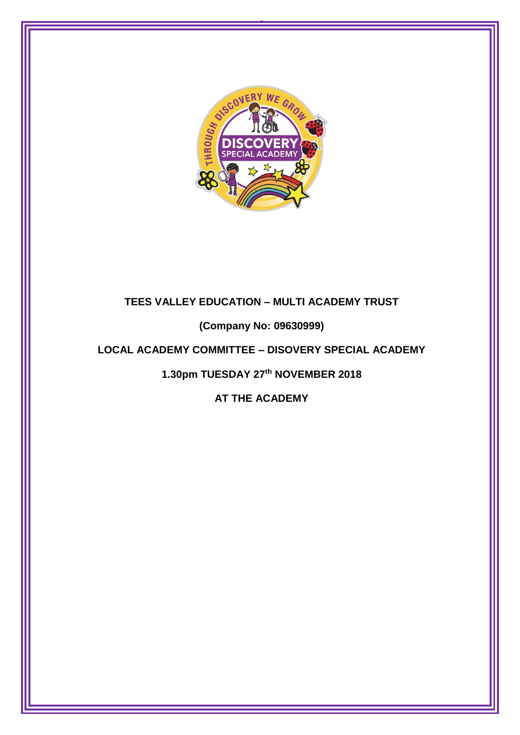**TEES VALLEY EDUCATION – MULTI ACADEMY TRUST**

**(Company No: 09630999)**

**LOCAL ACADEMY COMMITTEE – DISOVERY SPECIAL ACADEMY**

**1.30pm TUESDAY 27th NOVEMBER 2018**

**AT THE ACADEMY**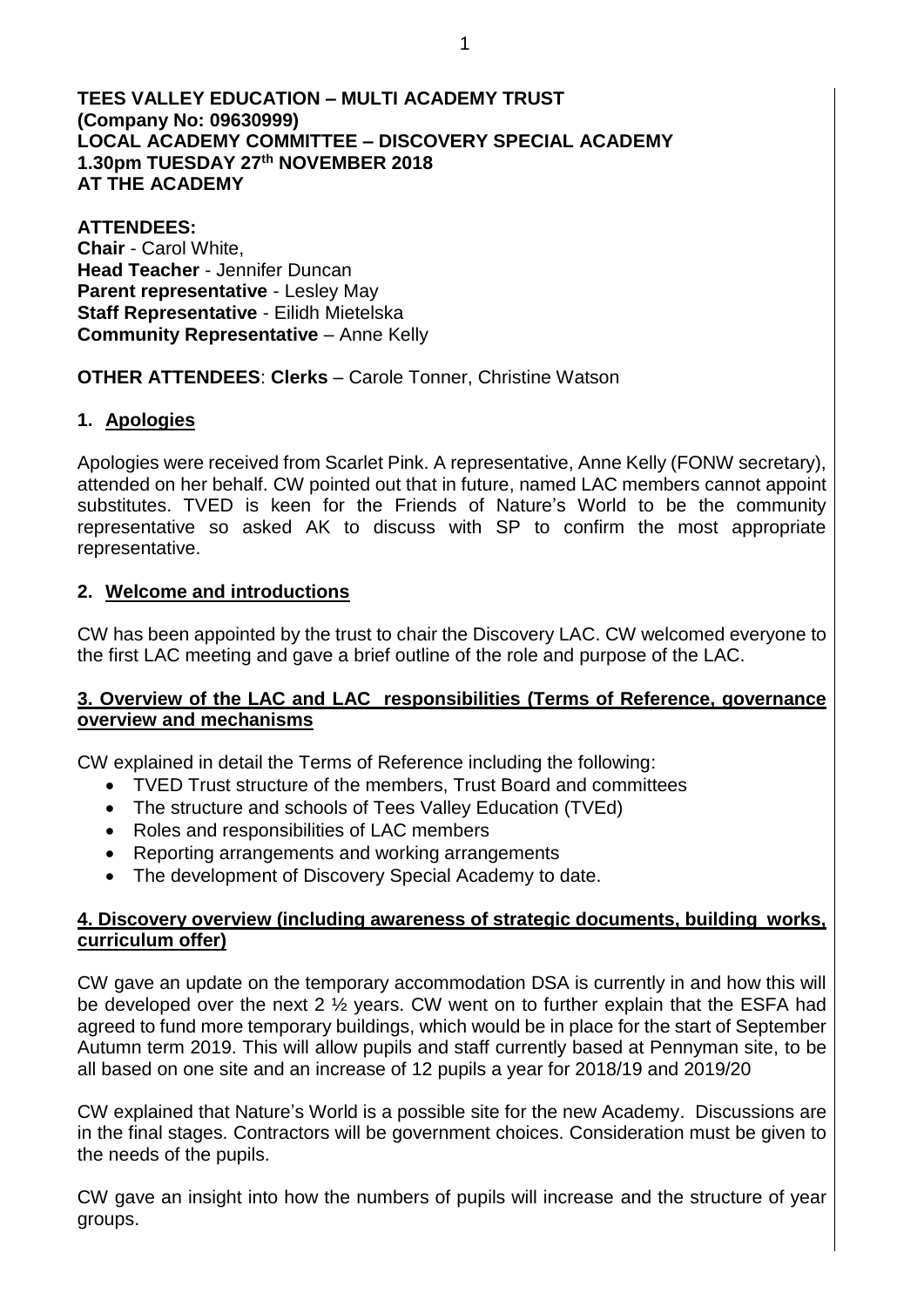**TEES VALLEY EDUCATION – MULTI ACADEMY TRUST**
**(Company No: 09630999)**
**LOCAL ACADEMY COMMITTEE – DISCOVERY SPECIAL ACADEMY**
**1.30pm TUESDAY 27th NOVEMBER 2018**
**AT THE ACADEMY**

**ATTENDEES:**
**Chair** - Carol White,
**Head Teacher** - Jennifer Duncan
**Parent representative** - Lesley May
**Staff Representative** - Eilidh Mietelska
**Community Representative** – Anne Kelly

**OTHER ATTENDEES**: **Clerks** – Carole Tonner, Christine Watson

## 1. Apologies

Apologies were received from Scarlet Pink. A representative, Anne Kelly (FONW secretary), attended on her behalf. CW pointed out that in future, named LAC members cannot appoint substitutes. TVED is keen for the Friends of Nature's World to be the community representative so asked AK to discuss with SP to confirm the most appropriate representative.

## 2. Welcome and introductions

CW has been appointed by the trust to chair the Discovery LAC. CW welcomed everyone to the first LAC meeting and gave a brief outline of the role and purpose of the LAC.

## 3. Overview of the LAC and LAC responsibilities (Terms of Reference, governance overview and mechanisms

CW explained in detail the Terms of Reference including the following:

- TVED Trust structure of the members, Trust Board and committees
- The structure and schools of Tees Valley Education (TVEd)
- Roles and responsibilities of LAC members
- Reporting arrangements and working arrangements
- The development of Discovery Special Academy to date.

## 4. Discovery overview (including awareness of strategic documents, building works, curriculum offer)

CW gave an update on the temporary accommodation DSA is currently in and how this will be developed over the next 2 ½ years. CW went on to further explain that the ESFA had agreed to fund more temporary buildings, which would be in place for the start of September Autumn term 2019. This will allow pupils and staff currently based at Pennyman site, to be all based on one site and an increase of 12 pupils a year for 2018/19 and 2019/20

CW explained that Nature's World is a possible site for the new Academy. Discussions are in the final stages. Contractors will be government choices. Consideration must be given to the needs of the pupils.

CW gave an insight into how the numbers of pupils will increase and the structure of year groups.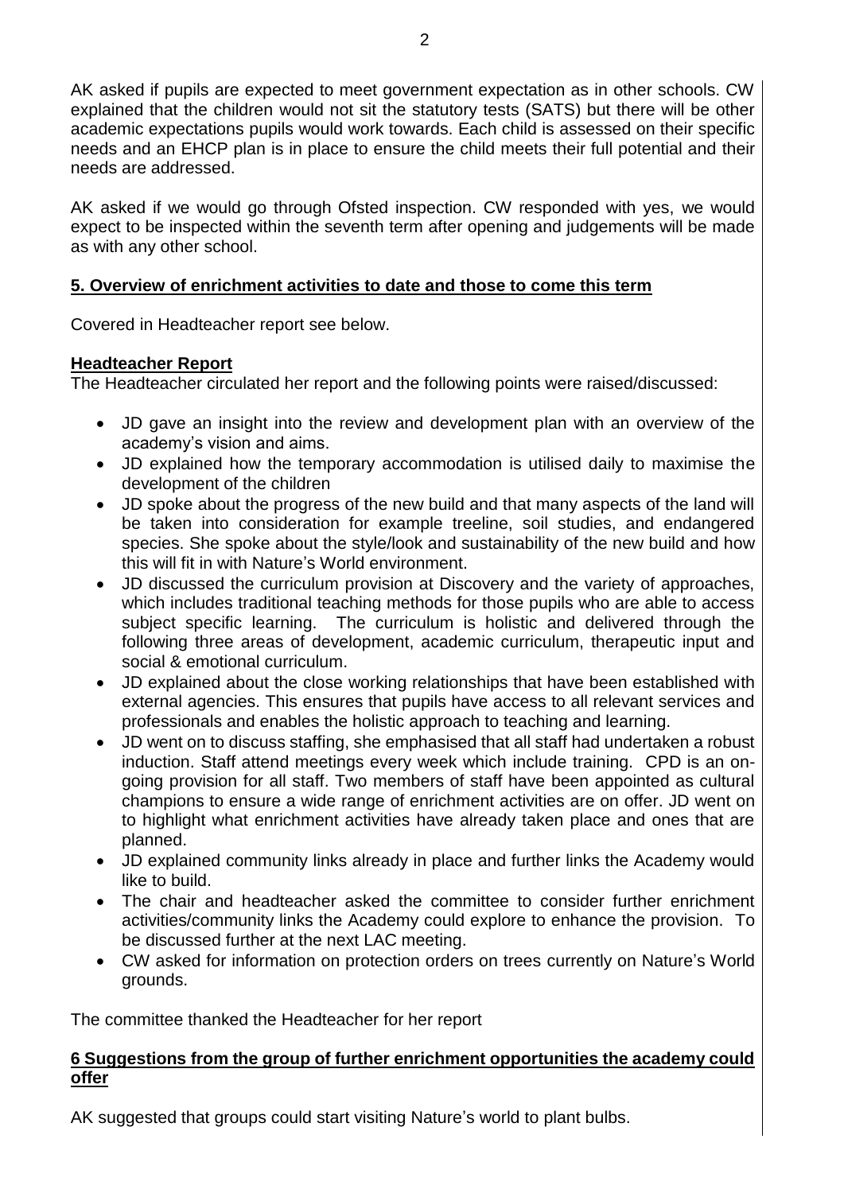AK asked if pupils are expected to meet government expectation as in other schools. CW explained that the children would not sit the statutory tests (SATS) but there will be other academic expectations pupils would work towards. Each child is assessed on their specific needs and an EHCP plan is in place to ensure the child meets their full potential and their needs are addressed.

AK asked if we would go through Ofsted inspection. CW responded with yes, we would expect to be inspected within the seventh term after opening and judgements will be made as with any other school.

**5. Overview of enrichment activities to date and those to come this term**

Covered in Headteacher report see below.

**Headteacher Report**

The Headteacher circulated her report and the following points were raised/discussed:

- JD gave an insight into the review and development plan with an overview of the academy's vision and aims.
- JD explained how the temporary accommodation is utilised daily to maximise the development of the children
- JD spoke about the progress of the new build and that many aspects of the land will be taken into consideration for example treeline, soil studies, and endangered species. She spoke about the style/look and sustainability of the new build and how this will fit in with Nature's World environment.
- JD discussed the curriculum provision at Discovery and the variety of approaches, which includes traditional teaching methods for those pupils who are able to access subject specific learning. The curriculum is holistic and delivered through the following three areas of development, academic curriculum, therapeutic input and social & emotional curriculum.
- JD explained about the close working relationships that have been established with external agencies. This ensures that pupils have access to all relevant services and professionals and enables the holistic approach to teaching and learning.
- JD went on to discuss staffing, she emphasised that all staff had undertaken a robust induction. Staff attend meetings every week which include training. CPD is an on-going provision for all staff. Two members of staff have been appointed as cultural champions to ensure a wide range of enrichment activities are on offer. JD went on to highlight what enrichment activities have already taken place and ones that are planned.
- JD explained community links already in place and further links the Academy would like to build.
- The chair and headteacher asked the committee to consider further enrichment activities/community links the Academy could explore to enhance the provision. To be discussed further at the next LAC meeting.
- CW asked for information on protection orders on trees currently on Nature's World grounds.

The committee thanked the Headteacher for her report

**6 Suggestions from the group of further enrichment opportunities the academy could offer**

AK suggested that groups could start visiting Nature's world to plant bulbs.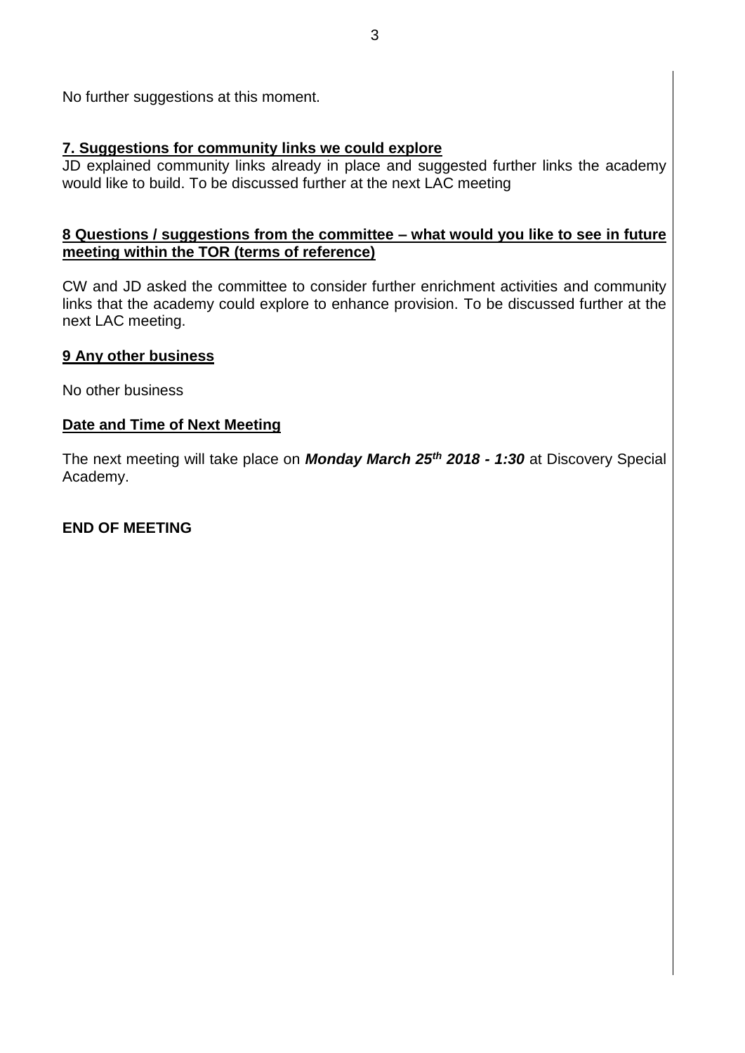No further suggestions at this moment.

**7. Suggestions for community links we could explore**

JD explained community links already in place and suggested further links the academy would like to build. To be discussed further at the next LAC meeting

**8 Questions / suggestions from the committee – what would you like to see in future meeting within the TOR (terms of reference)**

CW and JD asked the committee to consider further enrichment activities and community links that the academy could explore to enhance provision. To be discussed further at the next LAC meeting.

**9 Any other business**

No other business

**Date and Time of Next Meeting**

The next meeting will take place on ***Monday March 25th 2018 - 1:30*** at Discovery Special Academy.

**END OF MEETING**